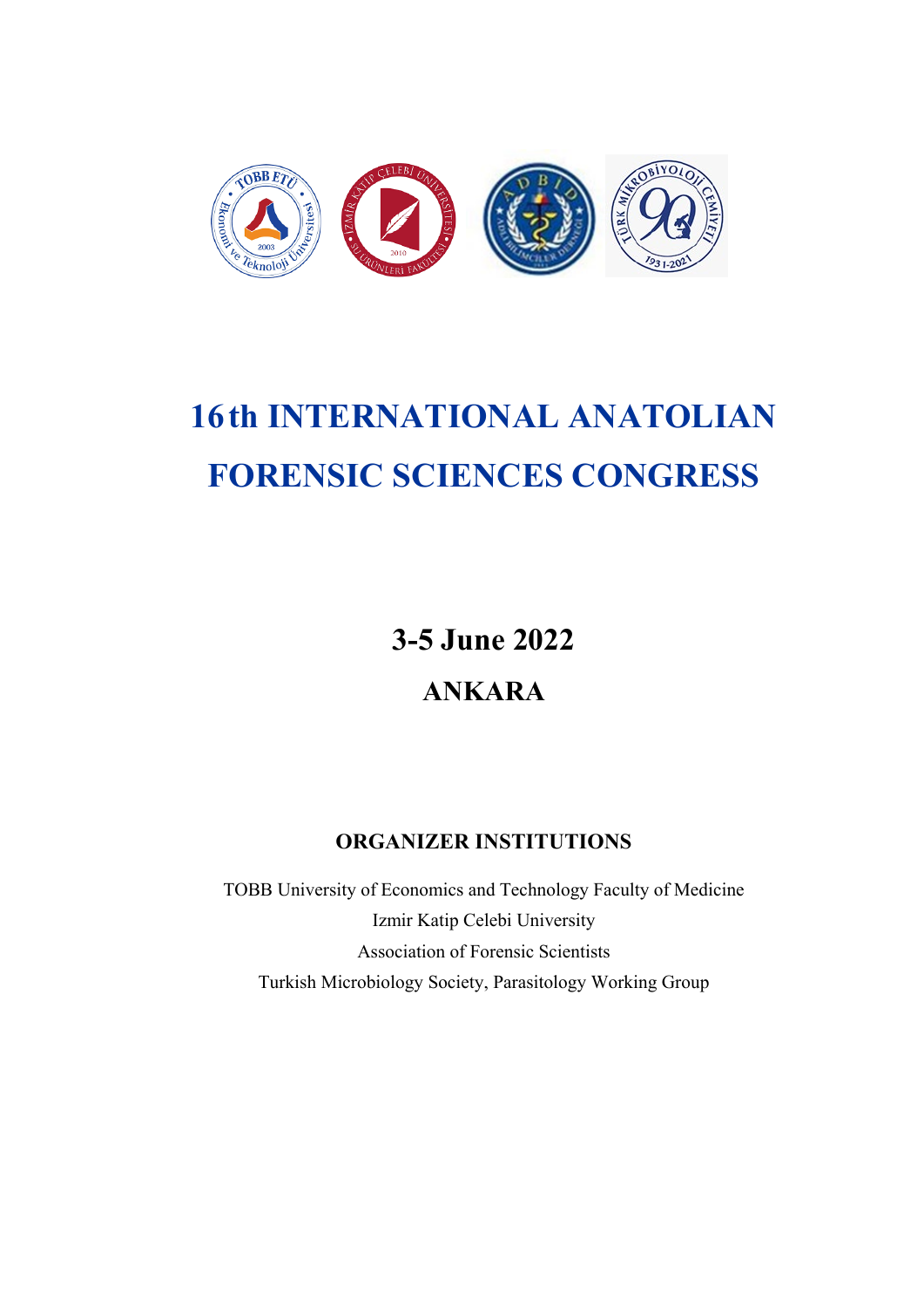# 16th INTERNATIONAL ANATOLIAN FORENSIC SCIENCES CONGRESS

## 3-5 June 2022

## ANKARA

### ORGANIZER INSTITUTIONS

TOBB University of Economics and Technology Faculty of Medicine

Izmir Katip Celebi University

Association of Forensic Scientists

Turkish Microbiology Society, Parasitology Working Group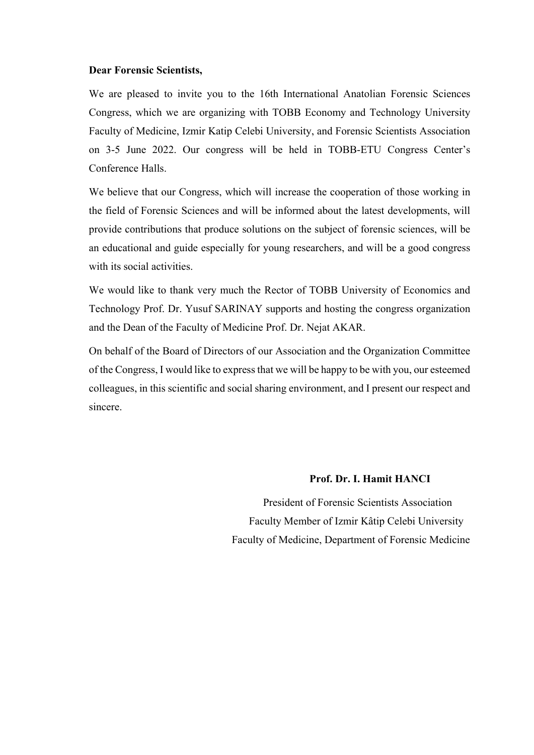**Dear Forensic Scientists,**

We are pleased to invite you to the 16th International Anatolian Forensic Sciences Congress, which we are organizing with TOBB Economy and Technology University Faculty of Medicine, Izmir Katip Celebi University, and Forensic Scientists Association on 3-5 June 2022. Our congress will be held in TOBB-ETU Congress Center's Conference Halls.

We believe that our Congress, which will increase the cooperation of those working in the field of Forensic Sciences and will be informed about the latest developments, will provide contributions that produce solutions on the subject of forensic sciences, will be an educational and guide especially for young researchers, and will be a good congress with its social activities.

We would like to thank very much the Rector of TOBB University of Economics and Technology Prof. Dr. Yusuf SARINAY supports and hosting the congress organization and the Dean of the Faculty of Medicine Prof. Dr. Nejat AKAR.

On behalf of the Board of Directors of our Association and the Organization Committee of the Congress, I would like to express that we will be happy to be with you, our esteemed colleagues, in this scientific and social sharing environment, and I present our respect and sincere.

**Prof. Dr. I. Hamit HANCI**

President of Forensic Scientists Association

Faculty Member of Izmir Kâtip Celebi University

Faculty of Medicine, Department of Forensic Medicine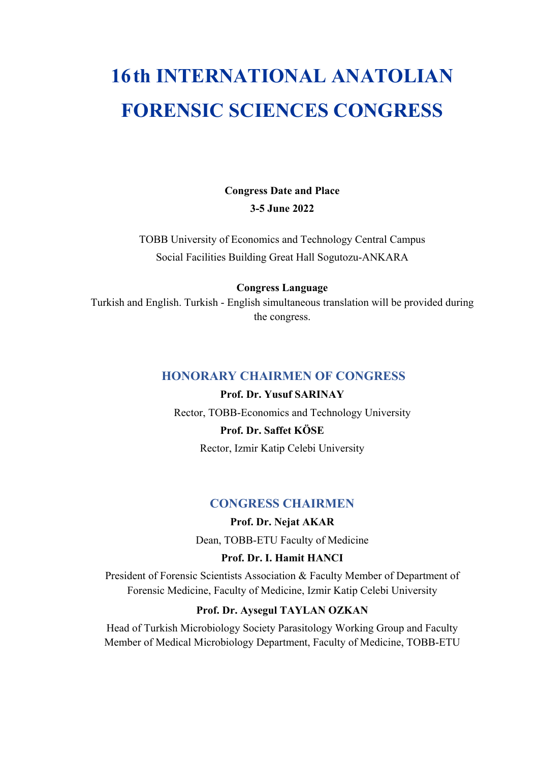# 16th INTERNATIONAL ANATOLIAN FORENSIC SCIENCES CONGRESS

**Congress Date and Place**

**3-5 June 2022**

TOBB University of Economics and Technology Central Campus
Social Facilities Building Great Hall Sogutozu-ANKARA

**Congress Language**

Turkish and English. Turkish - English simultaneous translation will be provided during the congress.

## HONORARY CHAIRMEN OF CONGRESS

**Prof. Dr. Yusuf SARINAY**

Rector, TOBB-Economics and Technology University

**Prof. Dr. Saffet KÖSE**

Rector, Izmir Katip Celebi University

## CONGRESS CHAIRMEN

**Prof. Dr. Nejat AKAR**

Dean, TOBB-ETU Faculty of Medicine

**Prof. Dr. I. Hamit HANCI**

President of Forensic Scientists Association & Faculty Member of Department of Forensic Medicine, Faculty of Medicine, Izmir Katip Celebi University

**Prof. Dr. Aysegul TAYLAN OZKAN**

Head of Turkish Microbiology Society Parasitology Working Group and Faculty Member of Medical Microbiology Department, Faculty of Medicine, TOBB-ETU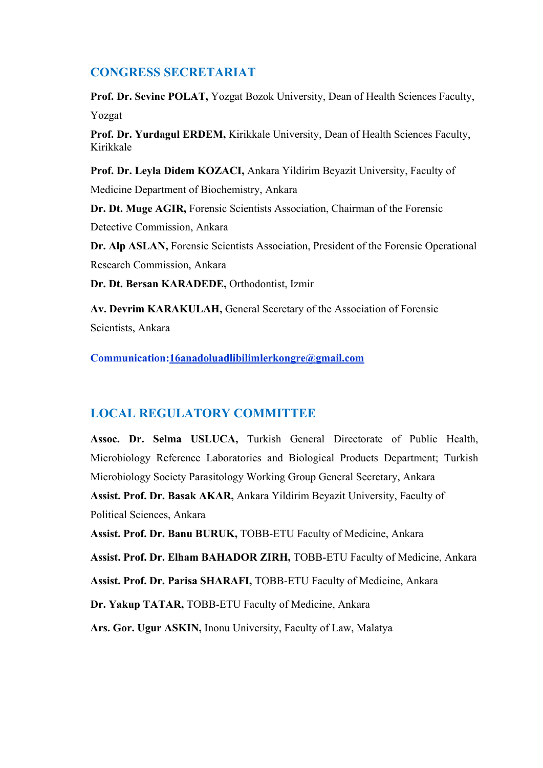## CONGRESS SECRETARIAT

**Prof. Dr. Sevinc POLAT,** Yozgat Bozok University, Dean of Health Sciences Faculty, Yozgat

**Prof. Dr. Yurdagul ERDEM,** Kirikkale University, Dean of Health Sciences Faculty, Kirikkale

**Prof. Dr. Leyla Didem KOZACI,** Ankara Yildirim Beyazit University, Faculty of Medicine Department of Biochemistry, Ankara

**Dr. Dt. Muge AGIR,** Forensic Scientists Association, Chairman of the Forensic Detective Commission, Ankara

**Dr. Alp ASLAN,** Forensic Scientists Association, President of the Forensic Operational Research Commission, Ankara

**Dr. Dt. Bersan KARADEDE,** Orthodontist, Izmir

**Av. Devrim KARAKULAH,** General Secretary of the Association of Forensic Scientists, Ankara

**Communication:16anadoluadlibilimlerkongre@gmail.com**

## LOCAL REGULATORY COMMITTEE

**Assoc. Dr. Selma USLUCA,** Turkish General Directorate of Public Health, Microbiology Reference Laboratories and Biological Products Department; Turkish Microbiology Society Parasitology Working Group General Secretary, Ankara

**Assist. Prof. Dr. Basak AKAR,** Ankara Yildirim Beyazit University, Faculty of Political Sciences, Ankara

**Assist. Prof. Dr. Banu BURUK,** TOBB-ETU Faculty of Medicine, Ankara

**Assist. Prof. Dr. Elham BAHADOR ZIRH,** TOBB-ETU Faculty of Medicine, Ankara

**Assist. Prof. Dr. Parisa SHARAFI,** TOBB-ETU Faculty of Medicine, Ankara

**Dr. Yakup TATAR,** TOBB-ETU Faculty of Medicine, Ankara

**Ars. Gor. Ugur ASKIN,** Inonu University, Faculty of Law, Malatya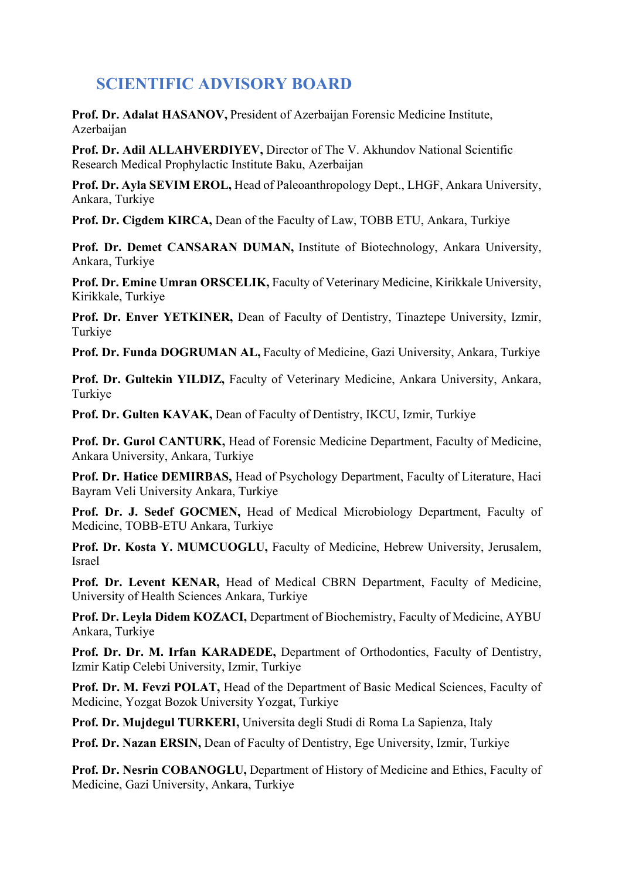## SCIENTIFIC ADVISORY BOARD

**Prof. Dr. Adalat HASANOV,** President of Azerbaijan Forensic Medicine Institute, Azerbaijan

**Prof. Dr. Adil ALLAHVERDIYEV,** Director of The V. Akhundov National Scientific Research Medical Prophylactic Institute Baku, Azerbaijan

**Prof. Dr. Ayla SEVIM EROL,** Head of Paleoanthropology Dept., LHGF, Ankara University, Ankara, Turkiye

**Prof. Dr. Cigdem KIRCA,** Dean of the Faculty of Law, TOBB ETU, Ankara, Turkiye

**Prof. Dr. Demet CANSARAN DUMAN,** Institute of Biotechnology, Ankara University, Ankara, Turkiye

**Prof. Dr. Emine Umran ORSCELIK,** Faculty of Veterinary Medicine, Kirikkale University, Kirikkale, Turkiye

**Prof. Dr. Enver YETKINER,** Dean of Faculty of Dentistry, Tinaztepe University, Izmir, Turkiye

**Prof. Dr. Funda DOGRUMAN AL,** Faculty of Medicine, Gazi University, Ankara, Turkiye

**Prof. Dr. Gultekin YILDIZ,** Faculty of Veterinary Medicine, Ankara University, Ankara, Turkiye

**Prof. Dr. Gulten KAVAK,** Dean of Faculty of Dentistry, IKCU, Izmir, Turkiye

**Prof. Dr. Gurol CANTURK,** Head of Forensic Medicine Department, Faculty of Medicine, Ankara University, Ankara, Turkiye

**Prof. Dr. Hatice DEMIRBAS,** Head of Psychology Department, Faculty of Literature, Haci Bayram Veli University Ankara, Turkiye

**Prof. Dr. J. Sedef GOCMEN,** Head of Medical Microbiology Department, Faculty of Medicine, TOBB-ETU Ankara, Turkiye

**Prof. Dr. Kosta Y. MUMCUOGLU,** Faculty of Medicine, Hebrew University, Jerusalem, Israel

**Prof. Dr. Levent KENAR,** Head of Medical CBRN Department, Faculty of Medicine, University of Health Sciences Ankara, Turkiye

**Prof. Dr. Leyla Didem KOZACI,** Department of Biochemistry, Faculty of Medicine, AYBU Ankara, Turkiye

**Prof. Dr. Dr. M. Irfan KARADEDE,** Department of Orthodontics, Faculty of Dentistry, Izmir Katip Celebi University, Izmir, Turkiye

**Prof. Dr. M. Fevzi POLAT,** Head of the Department of Basic Medical Sciences, Faculty of Medicine, Yozgat Bozok University Yozgat, Turkiye

**Prof. Dr. Mujdegul TURKERI,** Universita degli Studi di Roma La Sapienza, Italy

**Prof. Dr. Nazan ERSIN,** Dean of Faculty of Dentistry, Ege University, Izmir, Turkiye

**Prof. Dr. Nesrin COBANOGLU,** Department of History of Medicine and Ethics, Faculty of Medicine, Gazi University, Ankara, Turkiye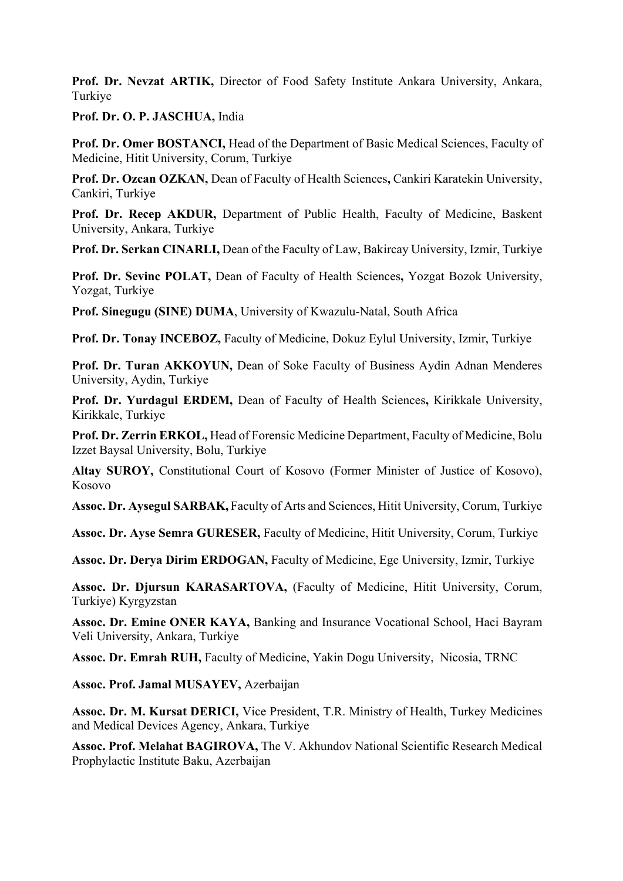**Prof. Dr. Nevzat ARTIK,** Director of Food Safety Institute Ankara University, Ankara, Turkiye

**Prof. Dr. O. P. JASCHUA,** India

**Prof. Dr. Omer BOSTANCI,** Head of the Department of Basic Medical Sciences, Faculty of Medicine, Hitit University, Corum, Turkiye

**Prof. Dr. Ozcan OZKAN,** Dean of Faculty of Health Sciences**,** Cankiri Karatekin University, Cankiri, Turkiye

**Prof. Dr. Recep AKDUR,** Department of Public Health, Faculty of Medicine, Baskent University, Ankara, Turkiye

**Prof. Dr. Serkan CINARLI,** Dean of the Faculty of Law, Bakircay University, Izmir, Turkiye

**Prof. Dr. Sevinc POLAT,** Dean of Faculty of Health Sciences**,** Yozgat Bozok University, Yozgat, Turkiye

**Prof. Sinegugu (SINE) DUMA**, University of Kwazulu-Natal, South Africa

**Prof. Dr. Tonay INCEBOZ,** Faculty of Medicine, Dokuz Eylul University, Izmir, Turkiye

**Prof. Dr. Turan AKKOYUN,** Dean of Soke Faculty of Business Aydin Adnan Menderes University, Aydin, Turkiye

**Prof. Dr. Yurdagul ERDEM,** Dean of Faculty of Health Sciences**,** Kirikkale University, Kirikkale, Turkiye

**Prof. Dr. Zerrin ERKOL,** Head of Forensic Medicine Department, Faculty of Medicine, Bolu Izzet Baysal University, Bolu, Turkiye

**Altay SUROY,** Constitutional Court of Kosovo (Former Minister of Justice of Kosovo), Kosovo

**Assoc. Dr. Aysegul SARBAK,** Faculty of Arts and Sciences, Hitit University, Corum, Turkiye

**Assoc. Dr. Ayse Semra GURESER,** Faculty of Medicine, Hitit University, Corum, Turkiye

**Assoc. Dr. Derya Dirim ERDOGAN,** Faculty of Medicine, Ege University, Izmir, Turkiye

**Assoc. Dr. Djursun KARASARTOVA,** (Faculty of Medicine, Hitit University, Corum, Turkiye) Kyrgyzstan

**Assoc. Dr. Emine ONER KAYA,** Banking and Insurance Vocational School, Haci Bayram Veli University, Ankara, Turkiye

**Assoc. Dr. Emrah RUH,** Faculty of Medicine, Yakin Dogu University, Nicosia, TRNC

**Assoc. Prof. Jamal MUSAYEV,** Azerbaijan

**Assoc. Dr. M. Kursat DERICI,** Vice President, T.R. Ministry of Health, Turkey Medicines and Medical Devices Agency, Ankara, Turkiye

**Assoc. Prof. Melahat BAGIROVA,** The V. Akhundov National Scientific Research Medical Prophylactic Institute Baku, Azerbaijan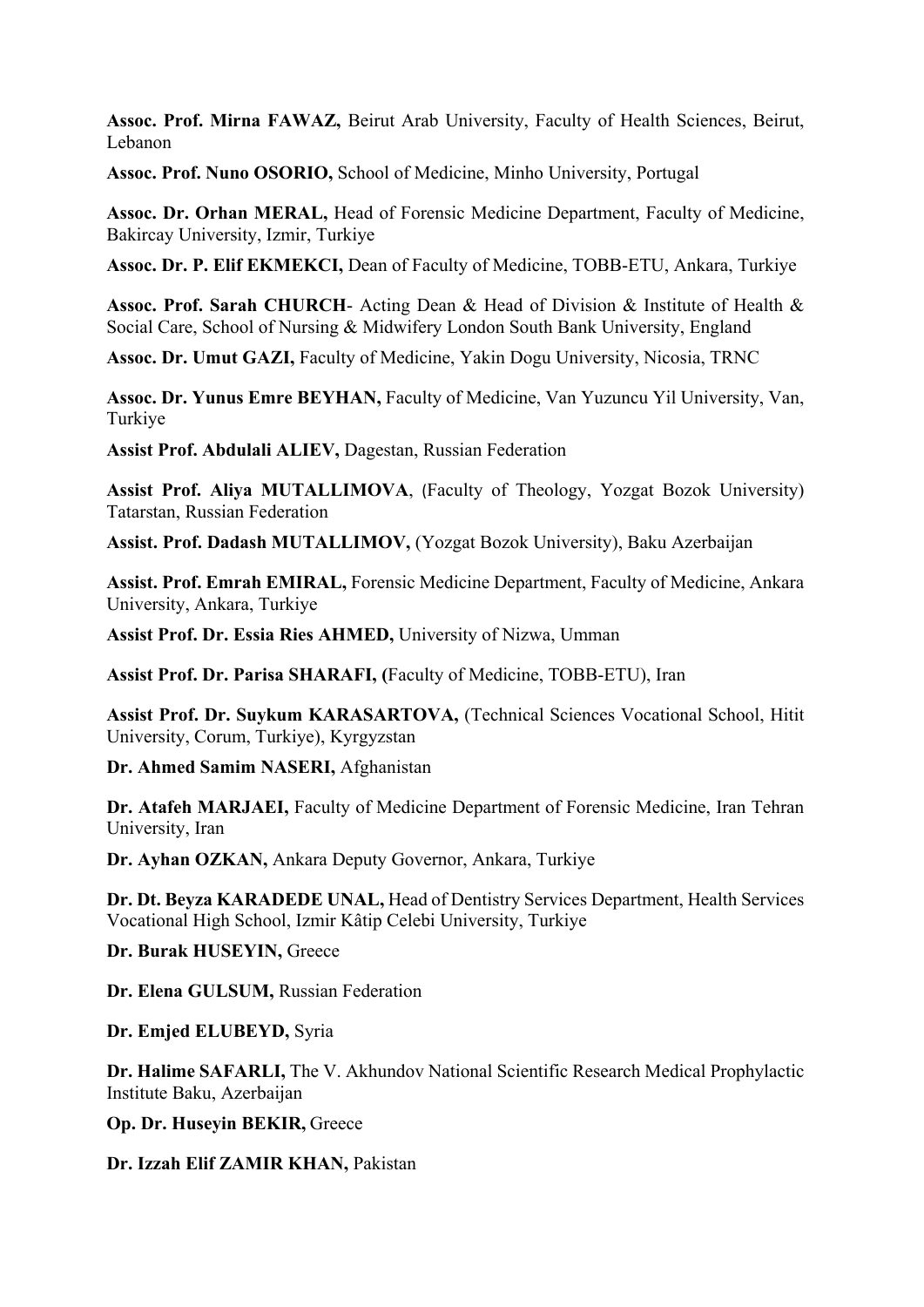**Assoc. Prof. Mirna FAWAZ,** Beirut Arab University, Faculty of Health Sciences, Beirut, Lebanon

**Assoc. Prof. Nuno OSORIO,** School of Medicine, Minho University, Portugal

**Assoc. Dr. Orhan MERAL,** Head of Forensic Medicine Department, Faculty of Medicine, Bakircay University, Izmir, Turkiye

**Assoc. Dr. P. Elif EKMEKCI,** Dean of Faculty of Medicine, TOBB-ETU, Ankara, Turkiye

**Assoc. Prof. Sarah CHURCH**- Acting Dean & Head of Division & Institute of Health & Social Care, School of Nursing & Midwifery London South Bank University, England

**Assoc. Dr. Umut GAZI,** Faculty of Medicine, Yakin Dogu University, Nicosia, TRNC

**Assoc. Dr. Yunus Emre BEYHAN,** Faculty of Medicine, Van Yuzuncu Yil University, Van, Turkiye

**Assist Prof. Abdulali ALIEV,** Dagestan, Russian Federation

**Assist Prof. Aliya MUTALLIMOVA**, (Faculty of Theology, Yozgat Bozok University) Tatarstan, Russian Federation

**Assist. Prof. Dadash MUTALLIMOV,** (Yozgat Bozok University), Baku Azerbaijan

**Assist. Prof. Emrah EMIRAL,** Forensic Medicine Department, Faculty of Medicine, Ankara University, Ankara, Turkiye

**Assist Prof. Dr. Essia Ries AHMED,** University of Nizwa, Umman

**Assist Prof. Dr. Parisa SHARAFI, (**Faculty of Medicine, TOBB-ETU), Iran

**Assist Prof. Dr. Suykum KARASARTOVA,** (Technical Sciences Vocational School, Hitit University, Corum, Turkiye), Kyrgyzstan

**Dr. Ahmed Samim NASERI,** Afghanistan

**Dr. Atafeh MARJAEI,** Faculty of Medicine Department of Forensic Medicine, Iran Tehran University, Iran

**Dr. Ayhan OZKAN,** Ankara Deputy Governor, Ankara, Turkiye

**Dr. Dt. Beyza KARADEDE UNAL,** Head of Dentistry Services Department, Health Services Vocational High School, Izmir Kâtip Celebi University, Turkiye

**Dr. Burak HUSEYIN,** Greece

**Dr. Elena GULSUM,** Russian Federation

**Dr. Emjed ELUBEYD,** Syria

**Dr. Halime SAFARLI,** The V. Akhundov National Scientific Research Medical Prophylactic Institute Baku, Azerbaijan

**Op. Dr. Huseyin BEKIR,** Greece

**Dr. Izzah Elif ZAMIR KHAN,** Pakistan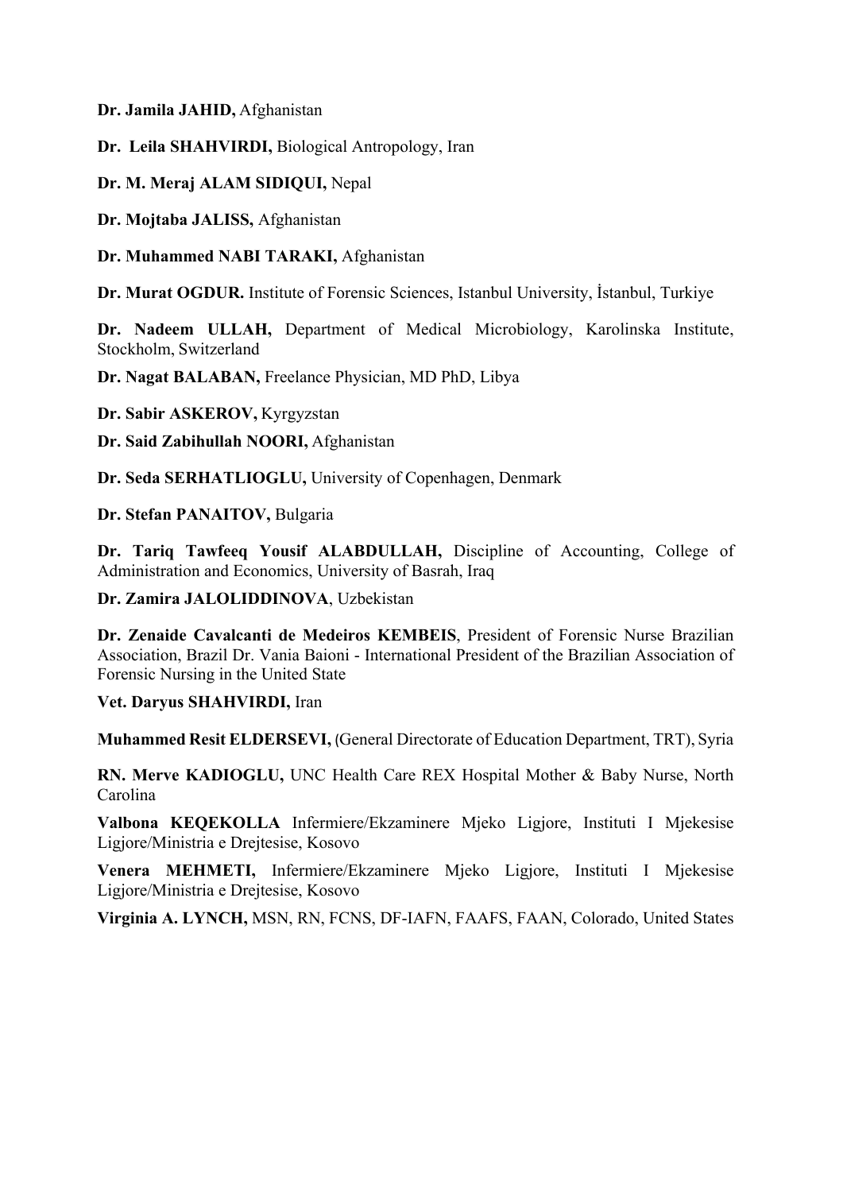**Dr. Jamila JAHID,** Afghanistan

**Dr. Leila SHAHVIRDI,** Biological Antropology, Iran

**Dr. M. Meraj ALAM SIDIQUI,** Nepal

**Dr. Mojtaba JALISS,** Afghanistan

**Dr. Muhammed NABI TARAKI,** Afghanistan

**Dr. Murat OGDUR.** Institute of Forensic Sciences, Istanbul University, İstanbul, Turkiye

**Dr. Nadeem ULLAH,** Department of Medical Microbiology, Karolinska Institute, Stockholm, Switzerland

**Dr. Nagat BALABAN,** Freelance Physician, MD PhD, Libya

**Dr. Sabir ASKEROV,** Kyrgyzstan

**Dr. Said Zabihullah NOORI,** Afghanistan

**Dr. Seda SERHATLIOGLU,** University of Copenhagen, Denmark

**Dr. Stefan PANAITOV,** Bulgaria

**Dr. Tariq Tawfeeq Yousif ALABDULLAH,** Discipline of Accounting, College of Administration and Economics, University of Basrah, Iraq

**Dr. Zamira JALOLIDDINOVA**, Uzbekistan

**Dr. Zenaide Cavalcanti de Medeiros KEMBEIS**, President of Forensic Nurse Brazilian Association, Brazil Dr. Vania Baioni - International President of the Brazilian Association of Forensic Nursing in the United State

**Vet. Daryus SHAHVIRDI,** Iran

**Muhammed Resit ELDERSEVI,** (General Directorate of Education Department, TRT), Syria

**RN. Merve KADIOGLU,** UNC Health Care REX Hospital Mother & Baby Nurse, North Carolina

**Valbona KEQEKOLLA** Infermiere/Ekzaminere Mjeko Ligjore, Instituti I Mjekesise Ligjore/Ministria e Drejtesise, Kosovo

**Venera MEHMETI,** Infermiere/Ekzaminere Mjeko Ligjore, Instituti I Mjekesise Ligjore/Ministria e Drejtesise, Kosovo

**Virginia A. LYNCH,** MSN, RN, FCNS, DF-IAFN, FAAFS, FAAN, Colorado, United States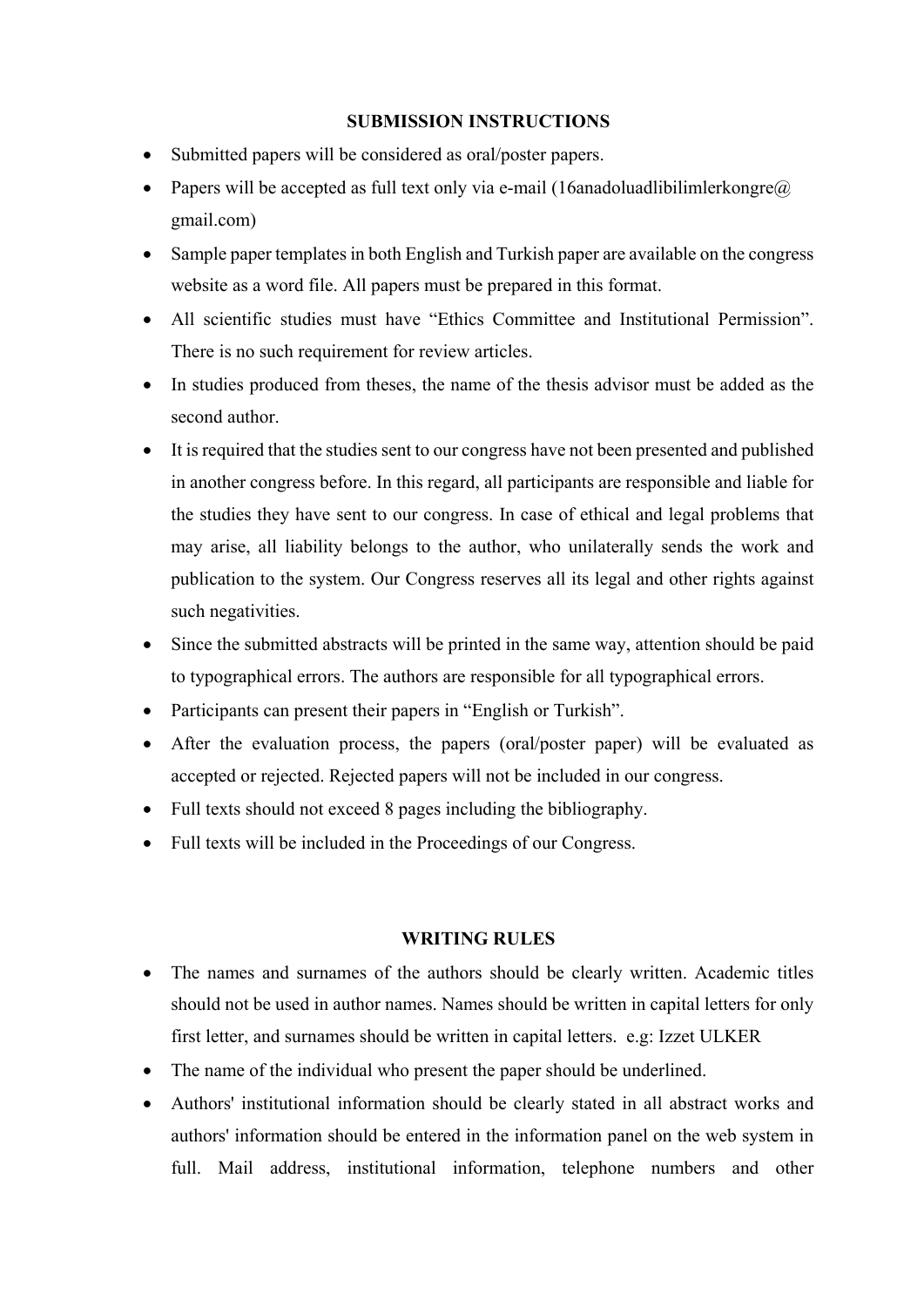## SUBMISSION INSTRUCTIONS

- Submitted papers will be considered as oral/poster papers.
- Papers will be accepted as full text only via e-mail (16anadoluadlibilimlerkongre@gmail.com)
- Sample paper templates in both English and Turkish paper are available on the congress website as a word file. All papers must be prepared in this format.
- All scientific studies must have "Ethics Committee and Institutional Permission". There is no such requirement for review articles.
- In studies produced from theses, the name of the thesis advisor must be added as the second author.
- It is required that the studies sent to our congress have not been presented and published in another congress before. In this regard, all participants are responsible and liable for the studies they have sent to our congress. In case of ethical and legal problems that may arise, all liability belongs to the author, who unilaterally sends the work and publication to the system. Our Congress reserves all its legal and other rights against such negativities.
- Since the submitted abstracts will be printed in the same way, attention should be paid to typographical errors. The authors are responsible for all typographical errors.
- Participants can present their papers in "English or Turkish".
- After the evaluation process, the papers (oral/poster paper) will be evaluated as accepted or rejected. Rejected papers will not be included in our congress.
- Full texts should not exceed 8 pages including the bibliography.
- Full texts will be included in the Proceedings of our Congress.

## WRITING RULES

- The names and surnames of the authors should be clearly written. Academic titles should not be used in author names. Names should be written in capital letters for only first letter, and surnames should be written in capital letters. e.g: Izzet ULKER
- The name of the individual who present the paper should be underlined.
- Authors' institutional information should be clearly stated in all abstract works and authors' information should be entered in the information panel on the web system in full. Mail address, institutional information, telephone numbers and other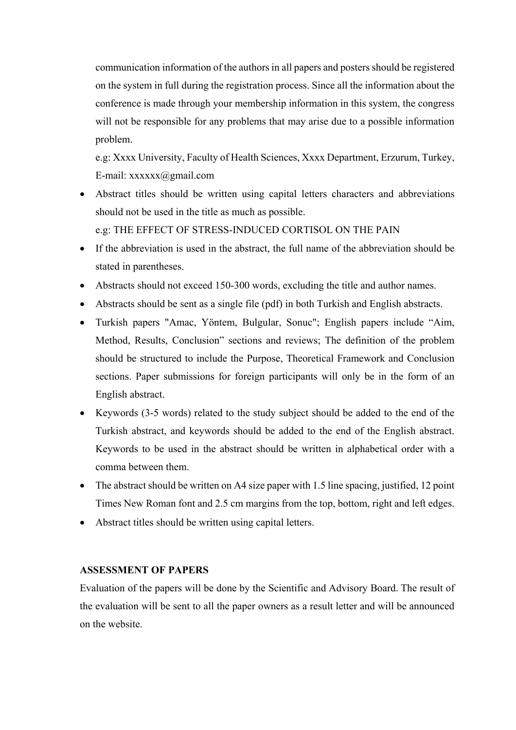communication information of the authors in all papers and posters should be registered on the system in full during the registration process. Since all the information about the conference is made through your membership information in this system, the congress will not be responsible for any problems that may arise due to a possible information problem.

e.g: Xxxx University, Faculty of Health Sciences, Xxxx Department, Erzurum, Turkey, E-mail: xxxxxx@gmail.com

- Abstract titles should be written using capital letters characters and abbreviations should not be used in the title as much as possible.

  e.g: THE EFFECT OF STRESS-INDUCED CORTISOL ON THE PAIN
- If the abbreviation is used in the abstract, the full name of the abbreviation should be stated in parentheses.
- Abstracts should not exceed 150-300 words, excluding the title and author names.
- Abstracts should be sent as a single file (pdf) in both Turkish and English abstracts.
- Turkish papers "Amac, Yöntem, Bulgular, Sonuc"; English papers include “Aim, Method, Results, Conclusion” sections and reviews; The definition of the problem should be structured to include the Purpose, Theoretical Framework and Conclusion sections. Paper submissions for foreign participants will only be in the form of an English abstract.
- Keywords (3-5 words) related to the study subject should be added to the end of the Turkish abstract, and keywords should be added to the end of the English abstract. Keywords to be used in the abstract should be written in alphabetical order with a comma between them.
- The abstract should be written on A4 size paper with 1.5 line spacing, justified, 12 point Times New Roman font and 2.5 cm margins from the top, bottom, right and left edges.
- Abstract titles should be written using capital letters.

**ASSESSMENT OF PAPERS**

Evaluation of the papers will be done by the Scientific and Advisory Board. The result of the evaluation will be sent to all the paper owners as a result letter and will be announced on the website.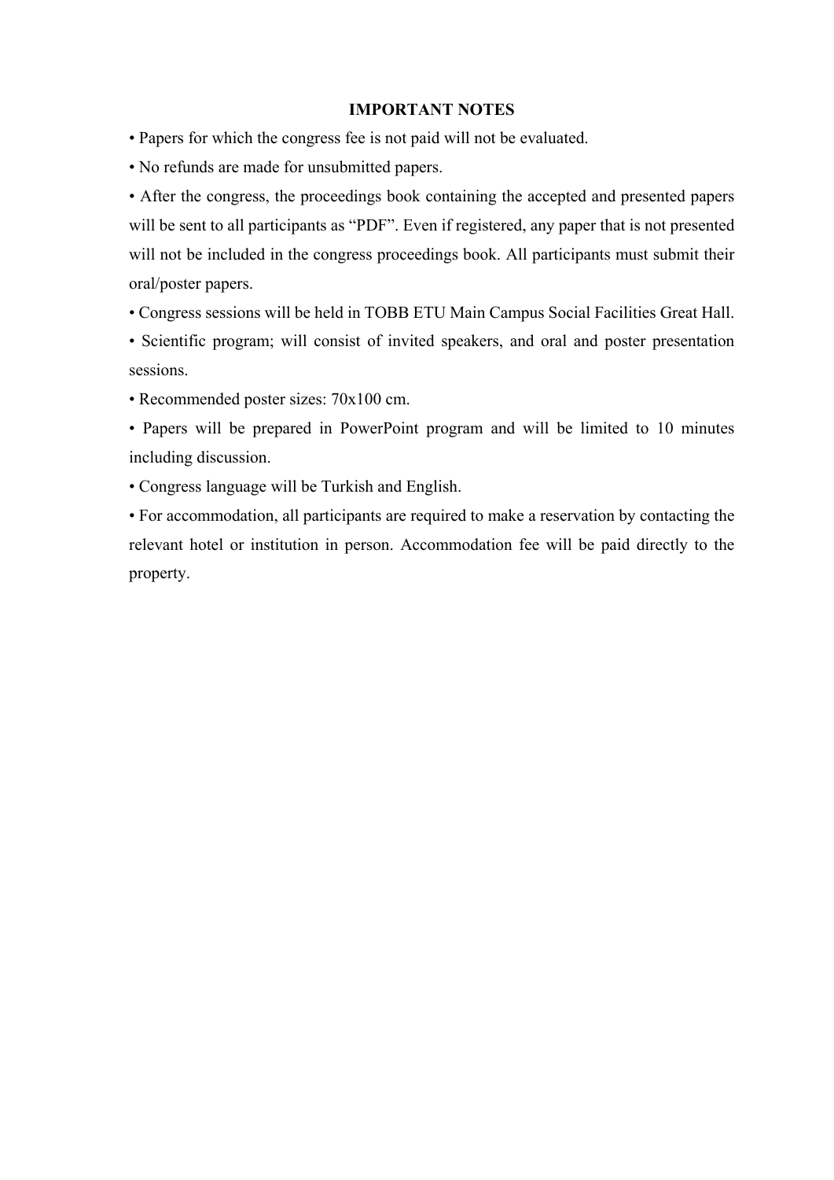## IMPORTANT NOTES

- Papers for which the congress fee is not paid will not be evaluated.
- No refunds are made for unsubmitted papers.
- After the congress, the proceedings book containing the accepted and presented papers will be sent to all participants as “PDF”. Even if registered, any paper that is not presented will not be included in the congress proceedings book. All participants must submit their oral/poster papers.
- Congress sessions will be held in TOBB ETU Main Campus Social Facilities Great Hall.
- Scientific program; will consist of invited speakers, and oral and poster presentation sessions.
- Recommended poster sizes: 70x100 cm.
- Papers will be prepared in PowerPoint program and will be limited to 10 minutes including discussion.
- Congress language will be Turkish and English.
- For accommodation, all participants are required to make a reservation by contacting the relevant hotel or institution in person. Accommodation fee will be paid directly to the property.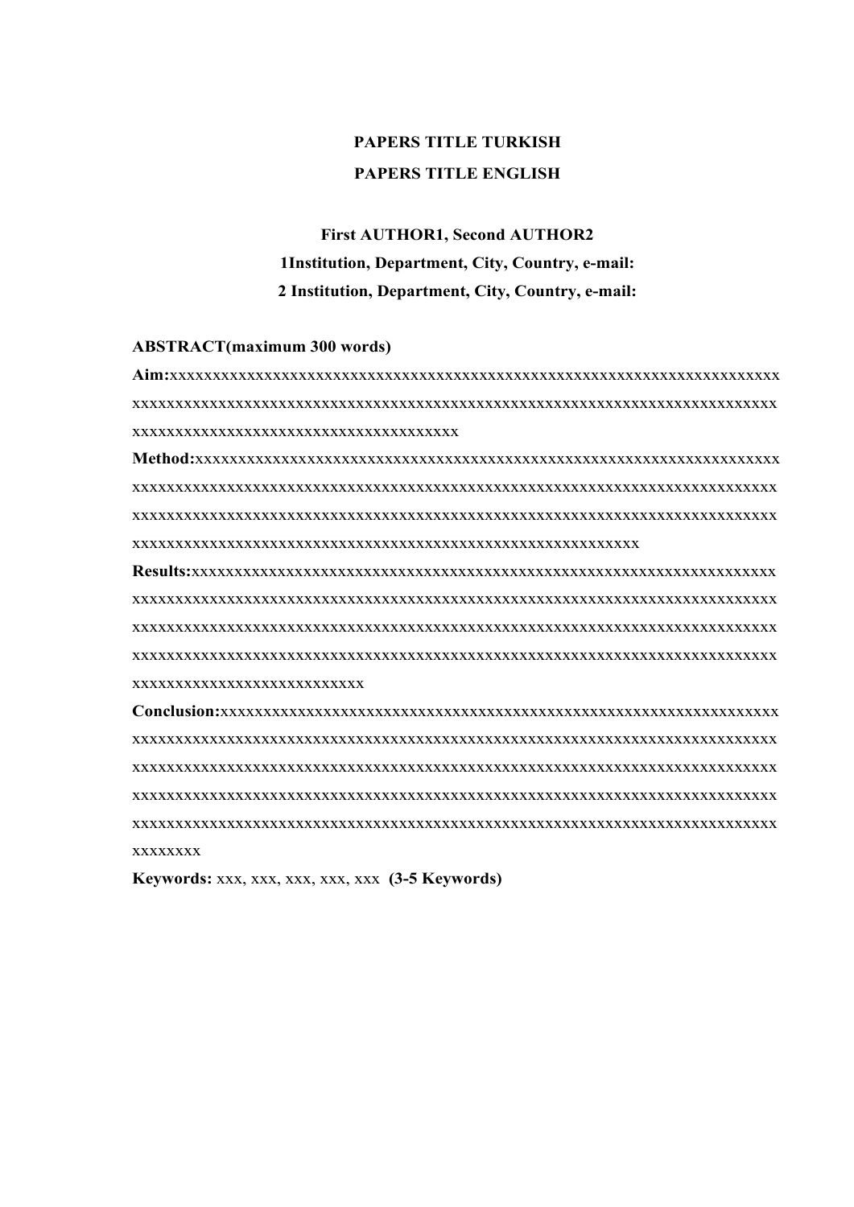**PAPERS TITLE TURKISH**

**PAPERS TITLE ENGLISH**

**First AUTHOR1, Second AUTHOR2**

**1Institution, Department, City, Country, e-mail:**

**2 Institution, Department, City, Country, e-mail:**

**ABSTRACT(maximum 300 words)**

**Aim:**xxxxxxxxxxxxxxxxxxxxxxxxxxxxxxxxxxxxxxxxxxxxxxxxxxxxxxxxxxxxxxxxxxxxxxxxxxxxxxxxxxxxxxxxxxxxxxxxxxxxxxxxxxxxxxxxxxxxxxxxxxxxxxxxxxxxxxxxxxxxxxxxxxxxxxxxxxxxxxxxxxxxxxxxxxxxxxxxxxxxxxxxxxxx

**Method:**xxxxxxxxxxxxxxxxxxxxxxxxxxxxxxxxxxxxxxxxxxxxxxxxxxxxxxxxxxxxxxxxxxxxxxxxxxxxxxxxxxxxxxxxxxxxxxxxxxxxxxxxxxxxxxxxxxxxxxxxxxxxxxxxxxxxxxxxxxxxxxxxxxxxxxxxxxxxxxxxxxxxxxxxxxxxxxxxxxxxxxxxxxxxxxxxxxxxxxxxxxxxxxxxxxxxxxxxxxxxxxxxxxxxxxxxxxxxxxxxxxxxxxxxxxxxxxxxxxxxxxxxxxxxxxxxxxxxx

**Results:**xxxxxxxxxxxxxxxxxxxxxxxxxxxxxxxxxxxxxxxxxxxxxxxxxxxxxxxxxxxxxxxxxxxxxxxxxxxxxxxxxxxxxxxxxxxxxxxxxxxxxxxxxxxxxxxxxxxxxxxxxxxxxxxxxxxxxxxxxxxxxxxxxxxxxxxxxxxxxxxxxxxxxxxxxxxxxxxxxxxxxxxxxxxxxxxxxxxxxxxxxxxxxxxxxxxxxxxxxxxxxxxxxxxxxxxxxxxxxxxxxxxxxxxxxxxxxxxxxxxxxxxxxxxxxxxxxxxxxxxxxxxxxxxxxxxxxxxxxxxxxxxxxxxxxxxxxxxxxxxxxxxx

**Conclusion:**xxxxxxxxxxxxxxxxxxxxxxxxxxxxxxxxxxxxxxxxxxxxxxxxxxxxxxxxxxxxxxxxxxxxxxxxxxxxxxxxxxxxxxxxxxxxxxxxxxxxxxxxxxxxxxxxxxxxxxxxxxxxxxxxxxxxxxxxxxxxxxxxxxxxxxxxxxxxxxxxxxxxxxxxxxxxxxxxxxxxxxxxxxxxxxxxxxxxxxxxxxxxxxxxxxxxxxxxxxxxxxxxxxxxxxxxxxxxxxxxxxxxxxxxxxxxxxxxxxxxxxxxxxxxxxxxxxxxxxxxxxxxxxxxxxxxxxxxxxxxxxxxxxxxxxxxxxxxxxxxxxxxxxxxxxxxxxxxxxxxxxxxxxxxxxxxxxxxxxxxxxxxxxxxxxxx

**Keywords:** xxx, xxx, xxx, xxx, xxx **(3-5 Keywords)**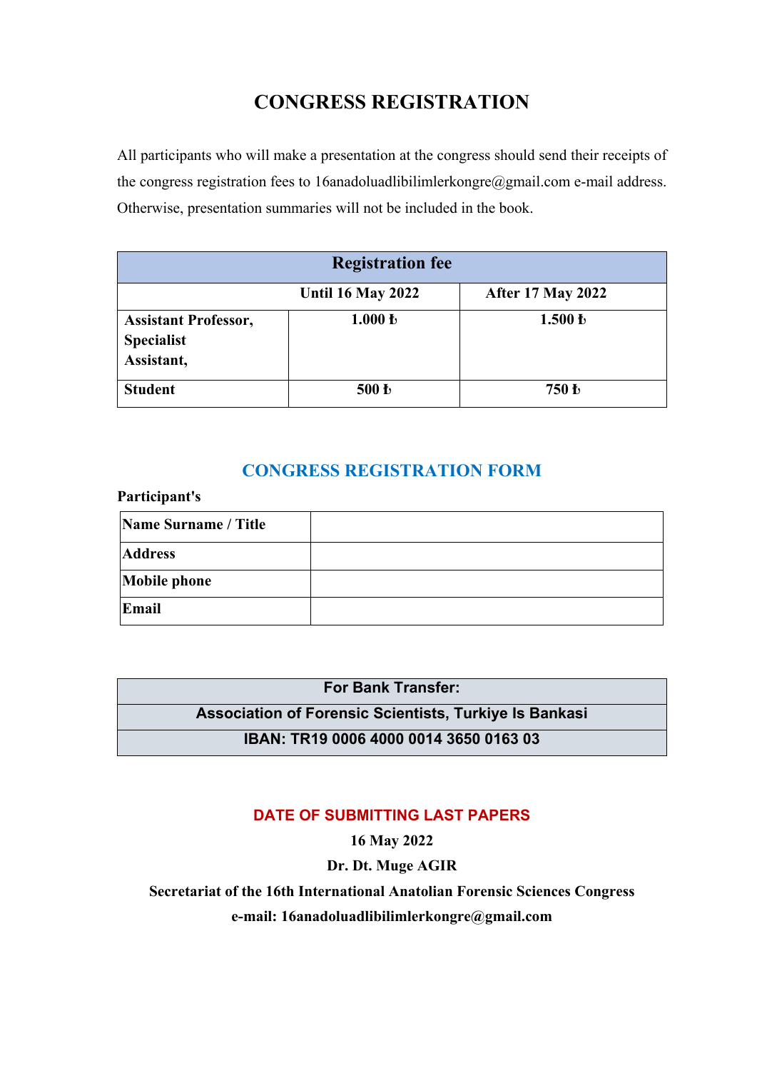# CONGRESS REGISTRATION

All participants who will make a presentation at the congress should send their receipts of the congress registration fees to 16anadoluadlibilimlerkongre@gmail.com e-mail address. Otherwise, presentation summaries will not be included in the book.

| Registration fee | | |
|---|---|---|
| | **Until 16 May 2022** | **After 17 May 2022** |
| **Assistant Professor, Specialist Assistant,** | **1.000 ₺** | **1.500 ₺** |
| **Student** | **500 ₺** | **750 ₺** |

## CONGRESS REGISTRATION FORM

**Participant's**

| | |
|---|---|
| **Name Surname / Title** | |
| **Address** | |
| **Mobile phone** | |
| **Email** | |

| For Bank Transfer: |
|---|
| **Association of Forensic Scientists, Turkiye Is Bankasi** |
| **IBAN: TR19 0006 4000 0014 3650 0163 03** |

**DATE OF SUBMITTING LAST PAPERS**

**16 May 2022**

**Dr. Dt. Muge AGIR**

**Secretariat of the 16th International Anatolian Forensic Sciences Congress**

**e-mail: 16anadoluadlibilimlerkongre@gmail.com**